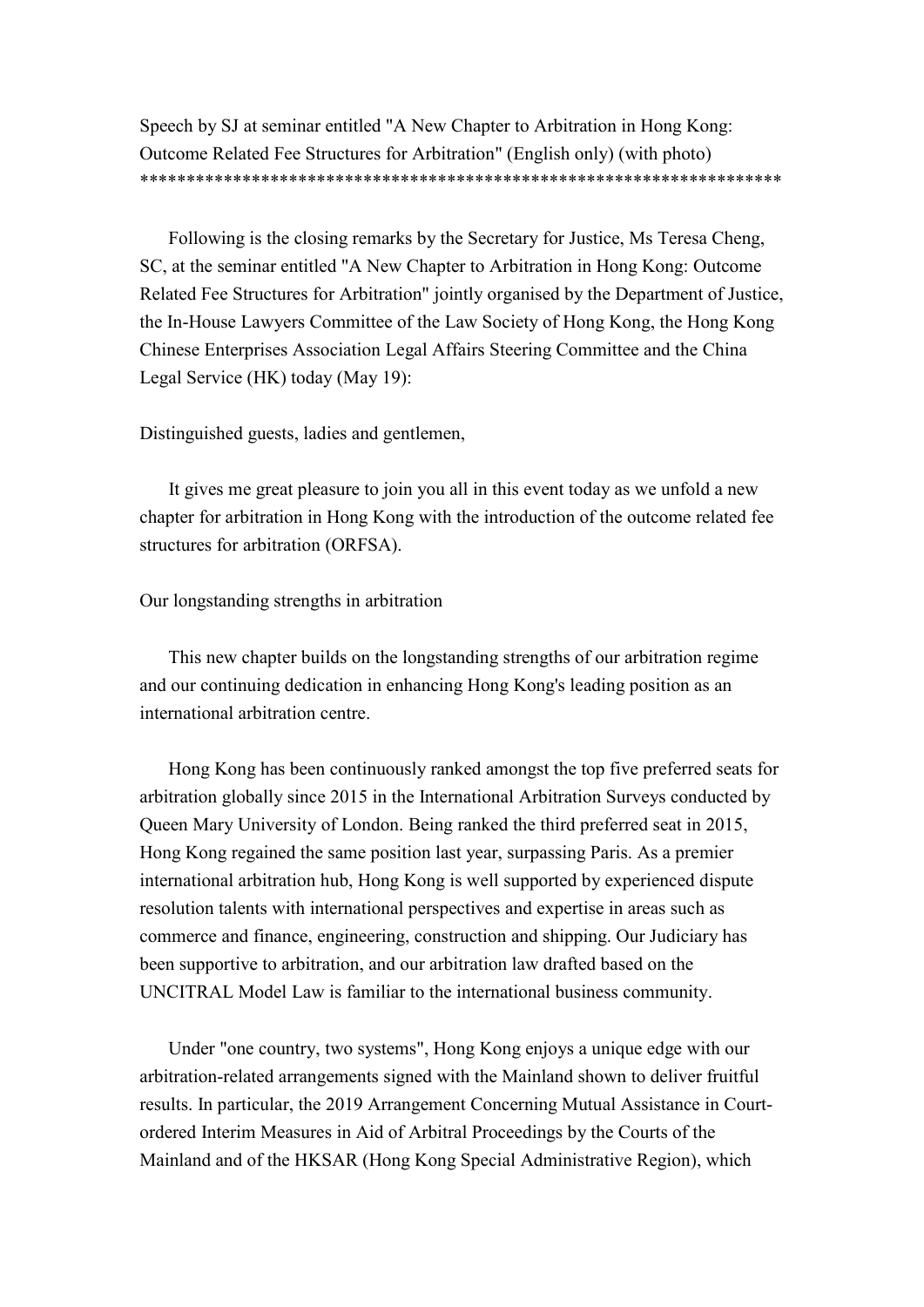# Speech by SJ at seminar entitled "A New Chapter to Arbitration in Hong Kong: Outcome Related Fee Structures for Arbitration" (English only) (with photo)

**********************************************************************

Following is the closing remarks by the Secretary for Justice, Ms Teresa Cheng, SC, at the seminar entitled "A New Chapter to Arbitration in Hong Kong: Outcome Related Fee Structures for Arbitration" jointly organised by the Department of Justice, the In-House Lawyers Committee of the Law Society of Hong Kong, the Hong Kong Chinese Enterprises Association Legal Affairs Steering Committee and the China Legal Service (HK) today (May 19):

Distinguished guests, ladies and gentlemen,

It gives me great pleasure to join you all in this event today as we unfold a new chapter for arbitration in Hong Kong with the introduction of the outcome related fee structures for arbitration (ORFSA).

## Our longstanding strengths in arbitration

This new chapter builds on the longstanding strengths of our arbitration regime and our continuing dedication in enhancing Hong Kong's leading position as an international arbitration centre.

Hong Kong has been continuously ranked amongst the top five preferred seats for arbitration globally since 2015 in the International Arbitration Surveys conducted by Queen Mary University of London. Being ranked the third preferred seat in 2015, Hong Kong regained the same position last year, surpassing Paris. As a premier international arbitration hub, Hong Kong is well supported by experienced dispute resolution talents with international perspectives and expertise in areas such as commerce and finance, engineering, construction and shipping. Our Judiciary has been supportive to arbitration, and our arbitration law drafted based on the UNCITRAL Model Law is familiar to the international business community.

Under "one country, two systems", Hong Kong enjoys a unique edge with our arbitration-related arrangements signed with the Mainland shown to deliver fruitful results. In particular, the 2019 Arrangement Concerning Mutual Assistance in Court-ordered Interim Measures in Aid of Arbitral Proceedings by the Courts of the Mainland and of the HKSAR (Hong Kong Special Administrative Region), which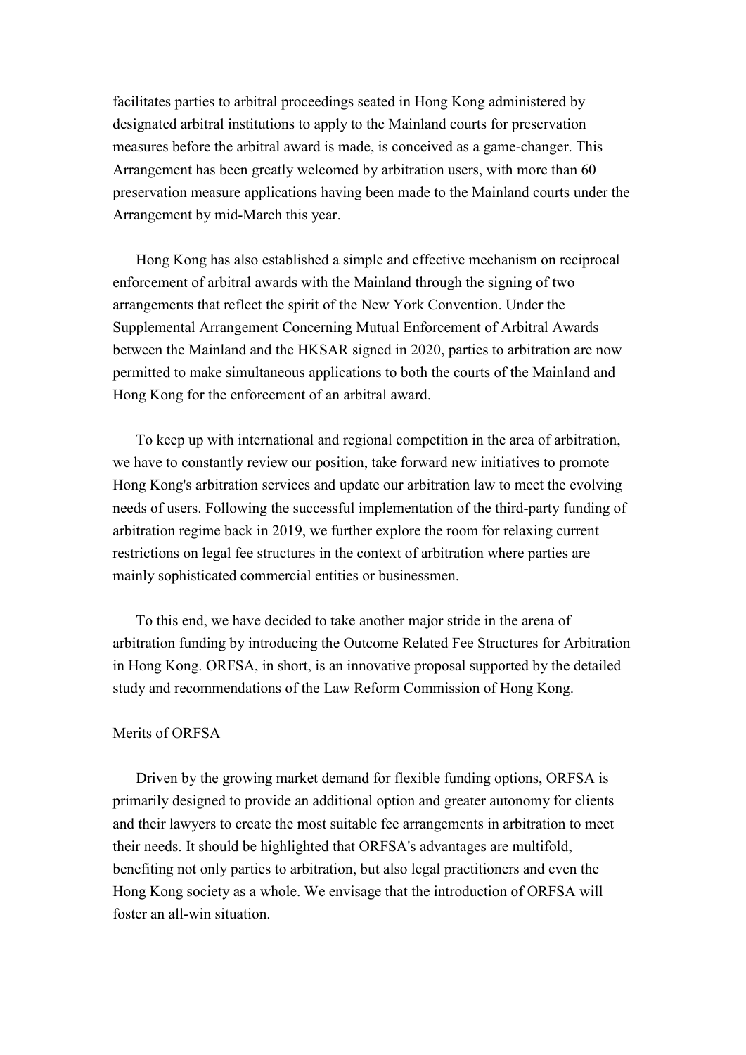facilitates parties to arbitral proceedings seated in Hong Kong administered by designated arbitral institutions to apply to the Mainland courts for preservation measures before the arbitral award is made, is conceived as a game-changer. This Arrangement has been greatly welcomed by arbitration users, with more than 60 preservation measure applications having been made to the Mainland courts under the Arrangement by mid-March this year.

Hong Kong has also established a simple and effective mechanism on reciprocal enforcement of arbitral awards with the Mainland through the signing of two arrangements that reflect the spirit of the New York Convention. Under the Supplemental Arrangement Concerning Mutual Enforcement of Arbitral Awards between the Mainland and the HKSAR signed in 2020, parties to arbitration are now permitted to make simultaneous applications to both the courts of the Mainland and Hong Kong for the enforcement of an arbitral award.

To keep up with international and regional competition in the area of arbitration, we have to constantly review our position, take forward new initiatives to promote Hong Kong's arbitration services and update our arbitration law to meet the evolving needs of users. Following the successful implementation of the third-party funding of arbitration regime back in 2019, we further explore the room for relaxing current restrictions on legal fee structures in the context of arbitration where parties are mainly sophisticated commercial entities or businessmen.

To this end, we have decided to take another major stride in the arena of arbitration funding by introducing the Outcome Related Fee Structures for Arbitration in Hong Kong. ORFSA, in short, is an innovative proposal supported by the detailed study and recommendations of the Law Reform Commission of Hong Kong.

Merits of ORFSA

Driven by the growing market demand for flexible funding options, ORFSA is primarily designed to provide an additional option and greater autonomy for clients and their lawyers to create the most suitable fee arrangements in arbitration to meet their needs. It should be highlighted that ORFSA's advantages are multifold, benefiting not only parties to arbitration, but also legal practitioners and even the Hong Kong society as a whole. We envisage that the introduction of ORFSA will foster an all-win situation.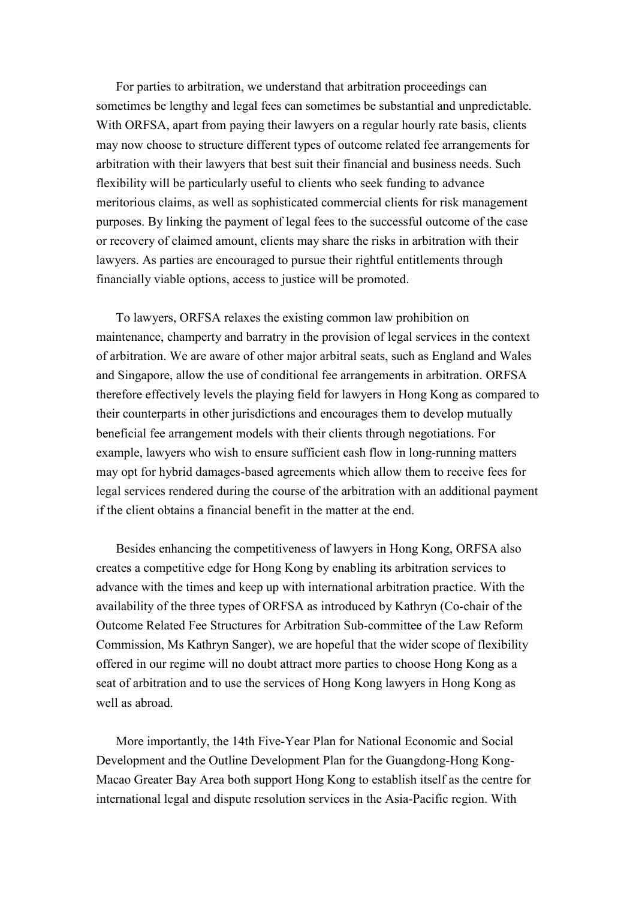For parties to arbitration, we understand that arbitration proceedings can sometimes be lengthy and legal fees can sometimes be substantial and unpredictable. With ORFSA, apart from paying their lawyers on a regular hourly rate basis, clients may now choose to structure different types of outcome related fee arrangements for arbitration with their lawyers that best suit their financial and business needs. Such flexibility will be particularly useful to clients who seek funding to advance meritorious claims, as well as sophisticated commercial clients for risk management purposes. By linking the payment of legal fees to the successful outcome of the case or recovery of claimed amount, clients may share the risks in arbitration with their lawyers. As parties are encouraged to pursue their rightful entitlements through financially viable options, access to justice will be promoted.

To lawyers, ORFSA relaxes the existing common law prohibition on maintenance, champerty and barratry in the provision of legal services in the context of arbitration. We are aware of other major arbitral seats, such as England and Wales and Singapore, allow the use of conditional fee arrangements in arbitration. ORFSA therefore effectively levels the playing field for lawyers in Hong Kong as compared to their counterparts in other jurisdictions and encourages them to develop mutually beneficial fee arrangement models with their clients through negotiations. For example, lawyers who wish to ensure sufficient cash flow in long-running matters may opt for hybrid damages-based agreements which allow them to receive fees for legal services rendered during the course of the arbitration with an additional payment if the client obtains a financial benefit in the matter at the end.

Besides enhancing the competitiveness of lawyers in Hong Kong, ORFSA also creates a competitive edge for Hong Kong by enabling its arbitration services to advance with the times and keep up with international arbitration practice. With the availability of the three types of ORFSA as introduced by Kathryn (Co-chair of the Outcome Related Fee Structures for Arbitration Sub-committee of the Law Reform Commission, Ms Kathryn Sanger), we are hopeful that the wider scope of flexibility offered in our regime will no doubt attract more parties to choose Hong Kong as a seat of arbitration and to use the services of Hong Kong lawyers in Hong Kong as well as abroad.

More importantly, the 14th Five-Year Plan for National Economic and Social Development and the Outline Development Plan for the Guangdong-Hong Kong-Macao Greater Bay Area both support Hong Kong to establish itself as the centre for international legal and dispute resolution services in the Asia-Pacific region. With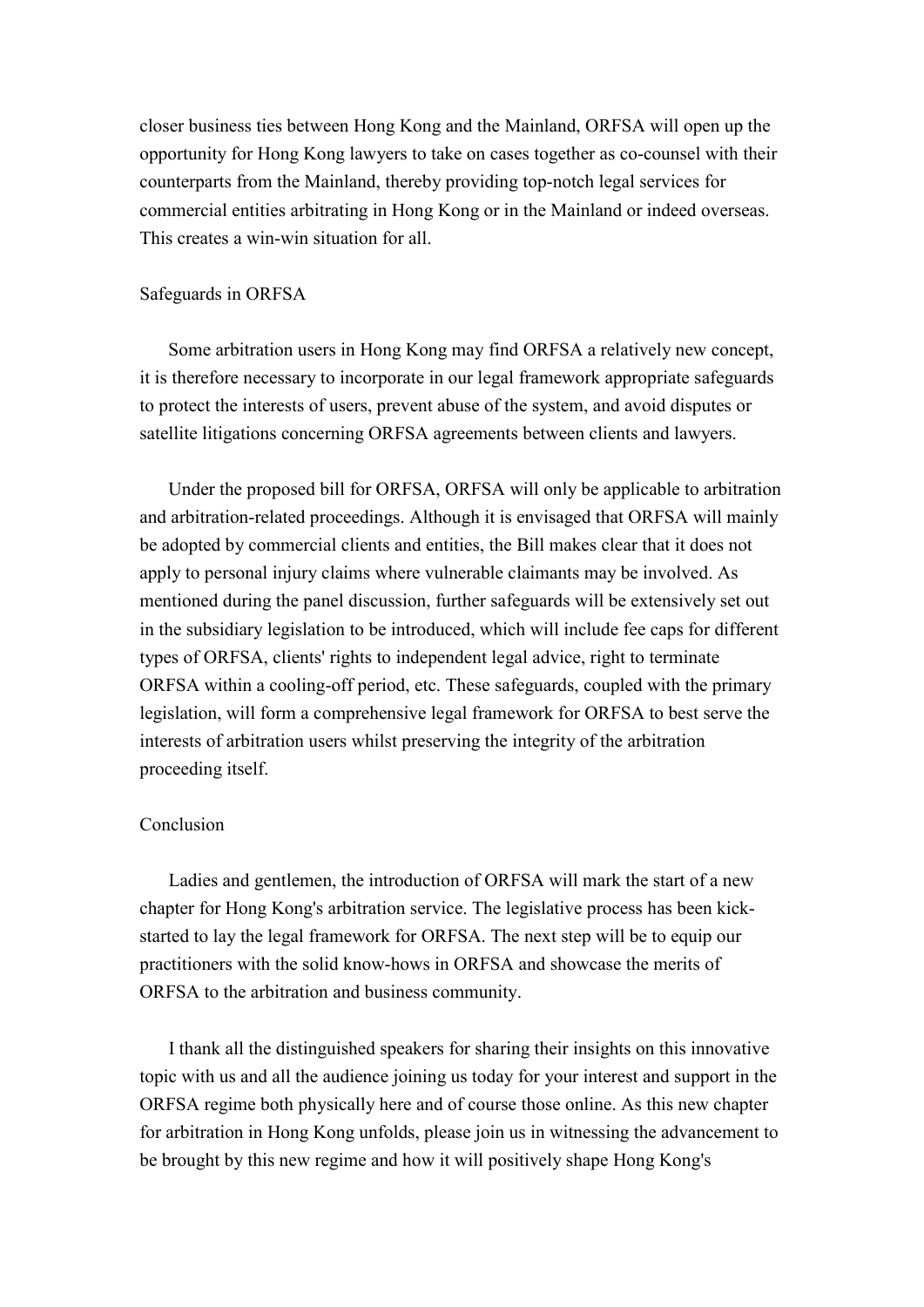closer business ties between Hong Kong and the Mainland, ORFSA will open up the opportunity for Hong Kong lawyers to take on cases together as co-counsel with their counterparts from the Mainland, thereby providing top-notch legal services for commercial entities arbitrating in Hong Kong or in the Mainland or indeed overseas. This creates a win-win situation for all.

## Safeguards in ORFSA

Some arbitration users in Hong Kong may find ORFSA a relatively new concept, it is therefore necessary to incorporate in our legal framework appropriate safeguards to protect the interests of users, prevent abuse of the system, and avoid disputes or satellite litigations concerning ORFSA agreements between clients and lawyers.

Under the proposed bill for ORFSA, ORFSA will only be applicable to arbitration and arbitration-related proceedings. Although it is envisaged that ORFSA will mainly be adopted by commercial clients and entities, the Bill makes clear that it does not apply to personal injury claims where vulnerable claimants may be involved. As mentioned during the panel discussion, further safeguards will be extensively set out in the subsidiary legislation to be introduced, which will include fee caps for different types of ORFSA, clients' rights to independent legal advice, right to terminate ORFSA within a cooling-off period, etc. These safeguards, coupled with the primary legislation, will form a comprehensive legal framework for ORFSA to best serve the interests of arbitration users whilst preserving the integrity of the arbitration proceeding itself.

## Conclusion

Ladies and gentlemen, the introduction of ORFSA will mark the start of a new chapter for Hong Kong's arbitration service. The legislative process has been kick-started to lay the legal framework for ORFSA. The next step will be to equip our practitioners with the solid know-hows in ORFSA and showcase the merits of ORFSA to the arbitration and business community.

I thank all the distinguished speakers for sharing their insights on this innovative topic with us and all the audience joining us today for your interest and support in the ORFSA regime both physically here and of course those online. As this new chapter for arbitration in Hong Kong unfolds, please join us in witnessing the advancement to be brought by this new regime and how it will positively shape Hong Kong's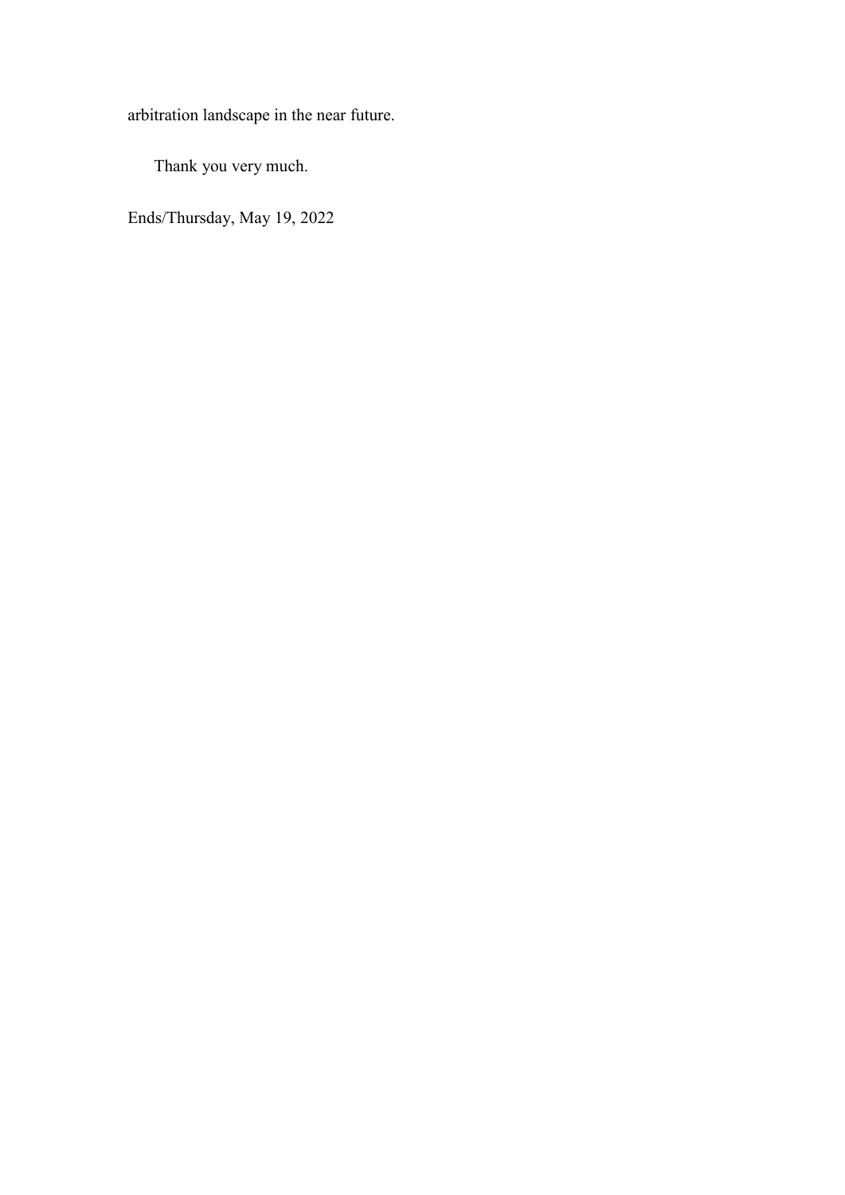arbitration landscape in the near future.

Thank you very much.

Ends/Thursday, May 19, 2022